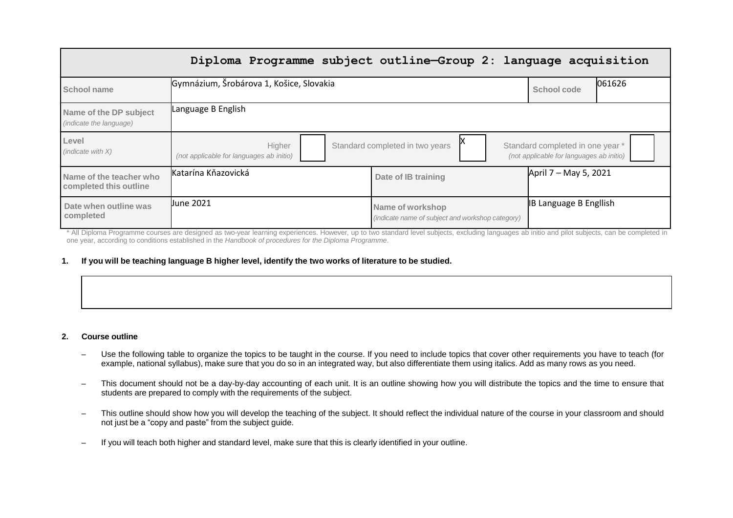# Diploma Programme subject outline—Group 2: language acquisition

| School name | Gymnázium, Šrobárova 1, Košice, Slovakia | School code | 061626 |
|---|---|---|---|
| Name of the DP subject *(indicate the language)* | Language B English | | |
| Level *(indicate with X)* | Higher *(not applicable for languages ab initio)* [ ] | Standard completed in two years [X] | Standard completed in one year * *(not applicable for languages ab initio)* [ ] |
| Name of the teacher who completed this outline | Katarína Kňazovická | Date of IB training | April 7 – May 5, 2021 |
| Date when outline was completed | June 2021 | Name of workshop *(indicate name of subject and workshop category)* | IB Language B Engllish |

\* All Diploma Programme courses are designed as two-year learning experiences. However, up to two standard level subjects, excluding languages ab initio and pilot subjects, can be completed in one year, according to conditions established in the *Handbook of procedures for the Diploma Programme*.

**1. If you will be teaching language B higher level, identify the two works of literature to be studied.**

| |
|---|
| |

**2. Course outline**

- Use the following table to organize the topics to be taught in the course. If you need to include topics that cover other requirements you have to teach (for example, national syllabus), make sure that you do so in an integrated way, but also differentiate them using italics. Add as many rows as you need.
- This document should not be a day-by-day accounting of each unit. It is an outline showing how you will distribute the topics and the time to ensure that students are prepared to comply with the requirements of the subject.
- This outline should show how you will develop the teaching of the subject. It should reflect the individual nature of the course in your classroom and should not just be a "copy and paste" from the subject guide.
- If you will teach both higher and standard level, make sure that this is clearly identified in your outline.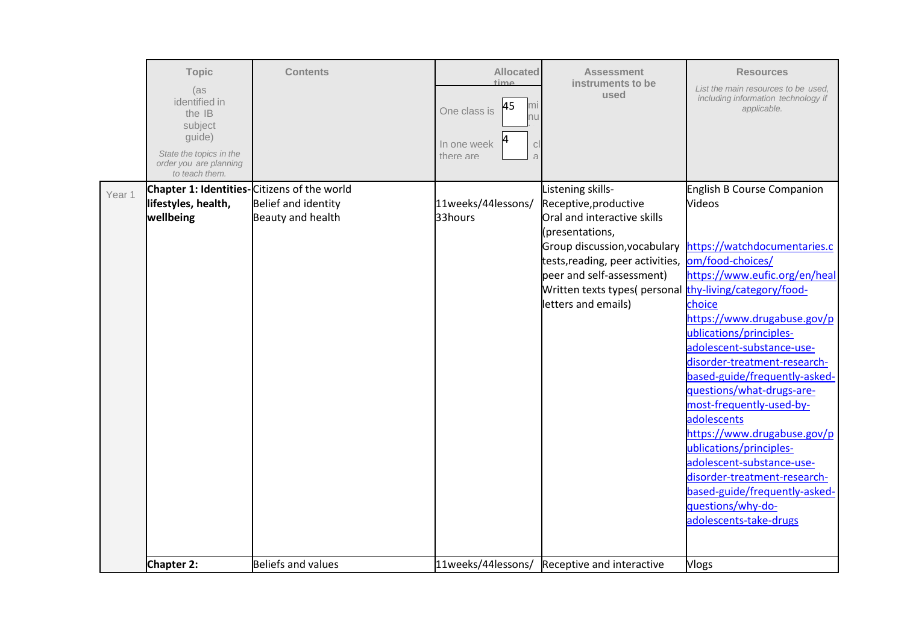|  | Topic (as identified in the IB subject guide) *State the topics in the order you are planning to teach them.* | Contents | Allocated time One class is 45 minutes. In one week there are 4 classes. | Assessment instruments to be used | Resources *List the main resources to be used, including information technology if applicable.* |
|---|---|---|---|---|---|
| Year 1 | **Chapter 1: Identities- lifestyles, health, wellbeing** | Citizens of the world<br>Belief and identity<br>Beauty and health | 11weeks/44lessons/ 33hours | Listening skills- Receptive,productive<br>Oral and interactive skills (presentations, Group discussion,vocabulary tests,reading, peer activities, peer and self-assessment)<br>Written texts types( personal letters and emails) | English B Course Companion<br>Videos<br><br>https://watchdocumentaries.com/food-choices/<br>https://www.eufic.org/en/healthy-living/category/food-choice<br>https://www.drugabuse.gov/publications/principles-adolescent-substance-use-disorder-treatment-research-based-guide/frequently-asked-questions/what-drugs-are-most-frequently-used-by-adolescents<br>https://www.drugabuse.gov/publications/principles-adolescent-substance-use-disorder-treatment-research-based-guide/frequently-asked-questions/why-do-adolescents-take-drugs |
|  | **Chapter 2:** | Beliefs and values | 11weeks/44lessons/ | Receptive and interactive | Vlogs |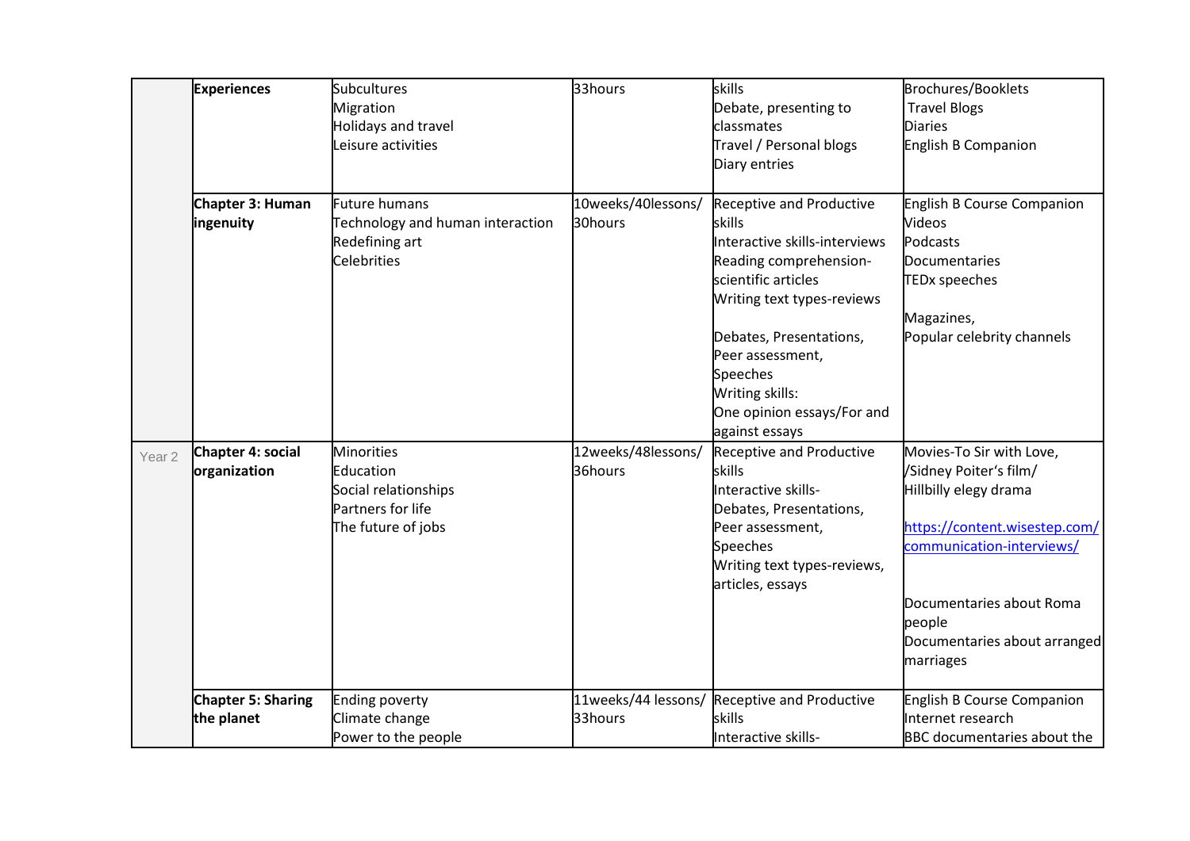|  |  |  |  |  |  |
|---|---|---|---|---|---|
|  | **Experiences** | Subcultures<br>Migration<br>Holidays and travel<br>Leisure activities | 33hours | skills<br>Debate, presenting to classmates<br>Travel / Personal blogs<br>Diary entries | Brochures/Booklets<br>Travel Blogs<br>Diaries<br>English B Companion |
|  | **Chapter 3: Human ingenuity** | Future humans<br>Technology and human interaction<br>Redefining art<br>Celebrities | 10weeks/40lessons/ 30hours | Receptive and Productive skills<br>Interactive skills-interviews<br>Reading comprehension- scientific articles<br>Writing text types-reviews<br><br>Debates, Presentations,<br>Peer assessment,<br>Speeches<br>Writing skills:<br>One opinion essays/For and against essays | English B Course Companion<br>Videos<br>Podcasts<br>Documentaries<br>TEDx speeches<br><br>Magazines,<br>Popular celebrity channels |
| Year 2 | **Chapter 4: social organization** | Minorities<br>Education<br>Social relationships<br>Partners for life<br>The future of jobs | 12weeks/48lessons/ 36hours | Receptive and Productive skills<br>Interactive skills-<br>Debates, Presentations,<br>Peer assessment,<br>Speeches<br>Writing text types-reviews, articles, essays | Movies-To Sir with Love, /Sidney Poiter's film/<br>Hillbilly elegy drama<br><br>https://content.wisestep.com/communication-interviews/<br><br>Documentaries about Roma people<br>Documentaries about arranged marriages |
|  | **Chapter 5: Sharing the planet** | Ending poverty<br>Climate change<br>Power to the people | 11weeks/44 lessons/ 33hours | Receptive and Productive skills<br>Interactive skills- | English B Course Companion<br>Internet research<br>BBC documentaries about the |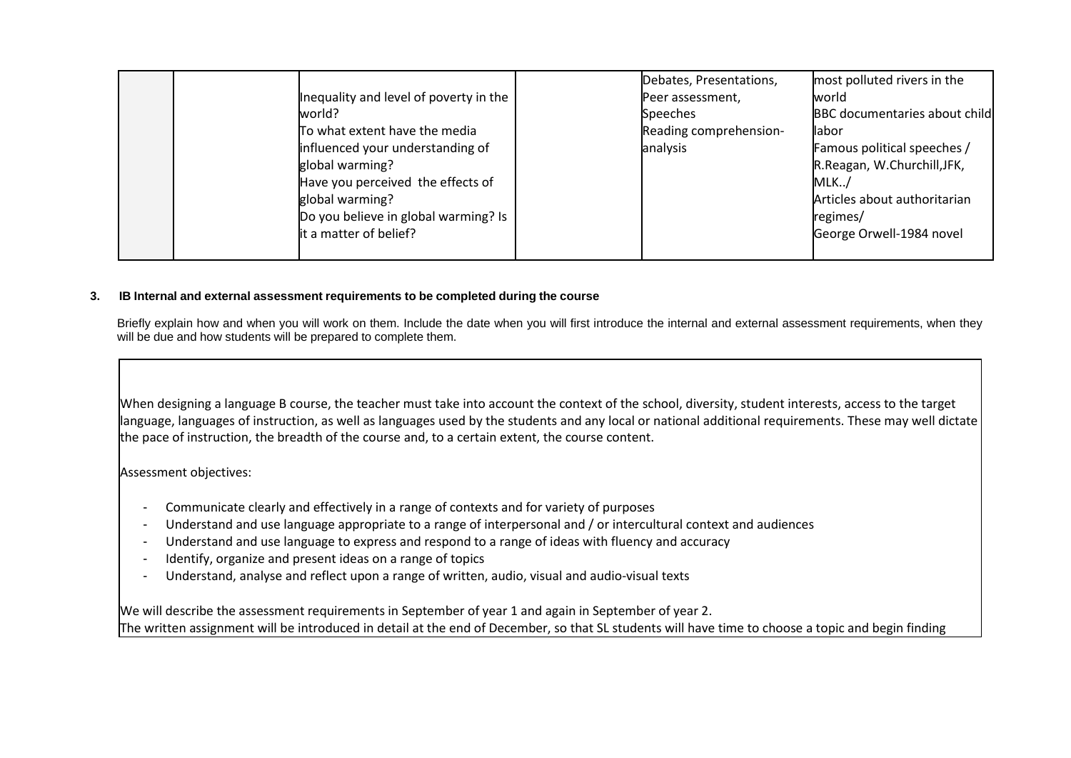| | | | | | |
|---|---|---|---|---|---|
| | | Inequality and level of poverty in the world?<br>To what extent have the media influenced your understanding of global warming?<br>Have you perceived the effects of global warming?<br>Do you believe in global warming? Is it a matter of belief? | | Debates, Presentations, Peer assessment, Speeches<br>Reading comprehension-analysis | most polluted rivers in the world<br>BBC documentaries about child labor<br>Famous political speeches / R.Reagan, W.Churchill,JFK, MLK../<br>Articles about authoritarian regimes/<br>George Orwell-1984 novel |

**3. IB Internal and external assessment requirements to be completed during the course**

Briefly explain how and when you will work on them. Include the date when you will first introduce the internal and external assessment requirements, when they will be due and how students will be prepared to complete them.

When designing a language B course, the teacher must take into account the context of the school, diversity, student interests, access to the target language, languages of instruction, as well as languages used by the students and any local or national additional requirements. These may well dictate the pace of instruction, the breadth of the course and, to a certain extent, the course content.

Assessment objectives:

- Communicate clearly and effectively in a range of contexts and for variety of purposes
- Understand and use language appropriate to a range of interpersonal and / or intercultural context and audiences
- Understand and use language to express and respond to a range of ideas with fluency and accuracy
- Identify, organize and present ideas on a range of topics
- Understand, analyse and reflect upon a range of written, audio, visual and audio-visual texts

We will describe the assessment requirements in September of year 1 and again in September of year 2.
The written assignment will be introduced in detail at the end of December, so that SL students will have time to choose a topic and begin finding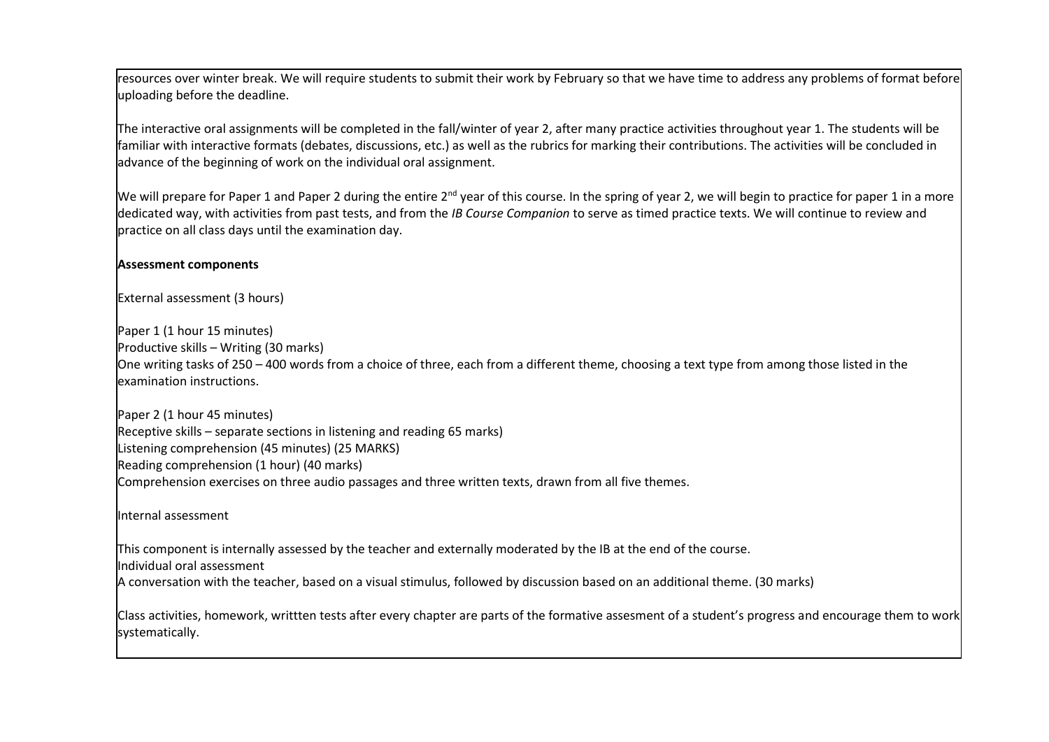resources over winter break. We will require students to submit their work by February so that we have time to address any problems of format before uploading before the deadline.

The interactive oral assignments will be completed in the fall/winter of year 2, after many practice activities throughout year 1. The students will be familiar with interactive formats (debates, discussions, etc.) as well as the rubrics for marking their contributions. The activities will be concluded in advance of the beginning of work on the individual oral assignment.

We will prepare for Paper 1 and Paper 2 during the entire 2nd year of this course. In the spring of year 2, we will begin to practice for paper 1 in a more dedicated way, with activities from past tests, and from the *IB Course Companion* to serve as timed practice texts. We will continue to review and practice on all class days until the examination day.

**Assessment components**

External assessment (3 hours)

Paper 1 (1 hour 15 minutes)
Productive skills – Writing (30 marks)
One writing tasks of 250 – 400 words from a choice of three, each from a different theme, choosing a text type from among those listed in the examination instructions.

Paper 2 (1 hour 45 minutes)
Receptive skills – separate sections in listening and reading 65 marks)
Listening comprehension (45 minutes) (25 MARKS)
Reading comprehension (1 hour) (40 marks)
Comprehension exercises on three audio passages and three written texts, drawn from all five themes.

Internal assessment

This component is internally assessed by the teacher and externally moderated by the IB at the end of the course.
Individual oral assessment
A conversation with the teacher, based on a visual stimulus, followed by discussion based on an additional theme. (30 marks)

Class activities, homework, writtten tests after every chapter are parts of the formative assesment of a student's progress and encourage them to work systematically.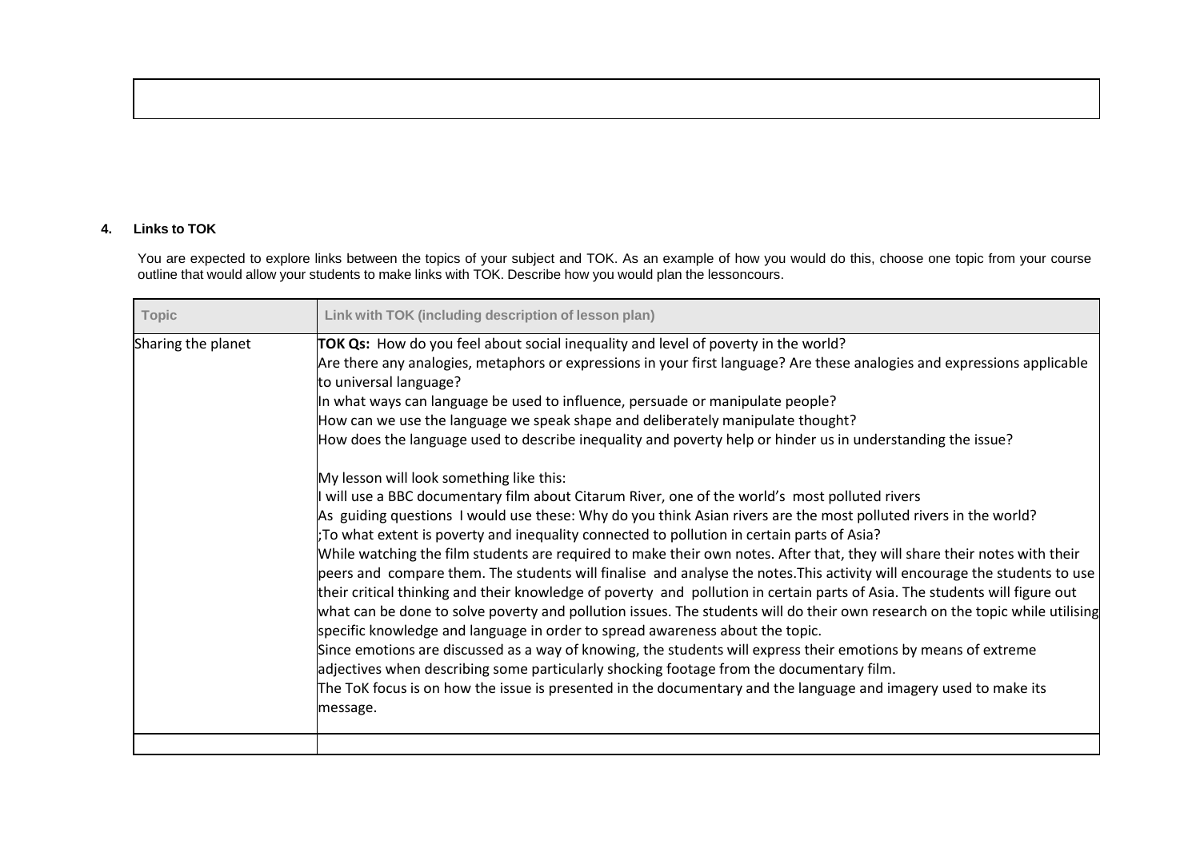## 4. Links to TOK

You are expected to explore links between the topics of your subject and TOK. As an example of how you would do this, choose one topic from your course outline that would allow your students to make links with TOK. Describe how you would plan the lessoncours.

| Topic | Link with TOK (including description of lesson plan) |
|---|---|
| Sharing the planet | **TOK Qs:** How do you feel about social inequality and level of poverty in the world?<br>Are there any analogies, metaphors or expressions in your first language? Are these analogies and expressions applicable to universal language?<br>In what ways can language be used to influence, persuade or manipulate people?<br>How can we use the language we speak shape and deliberately manipulate thought?<br>How does the language used to describe inequality and poverty help or hinder us in understanding the issue?<br><br>My lesson will look something like this:<br>I will use a BBC documentary film about Citarum River, one of the world's most polluted rivers<br>As guiding questions I would use these: Why do you think Asian rivers are the most polluted rivers in the world? ;To what extent is poverty and inequality connected to pollution in certain parts of Asia?<br>While watching the film students are required to make their own notes. After that, they will share their notes with their peers and compare them. The students will finalise and analyse the notes.This activity will encourage the students to use their critical thinking and their knowledge of poverty and pollution in certain parts of Asia. The students will figure out what can be done to solve poverty and pollution issues. The students will do their own research on the topic while utilising specific knowledge and language in order to spread awareness about the topic.<br>Since emotions are discussed as a way of knowing, the students will express their emotions by means of extreme adjectives when describing some particularly shocking footage from the documentary film.<br>The ToK focus is on how the issue is presented in the documentary and the language and imagery used to make its message. |
| | |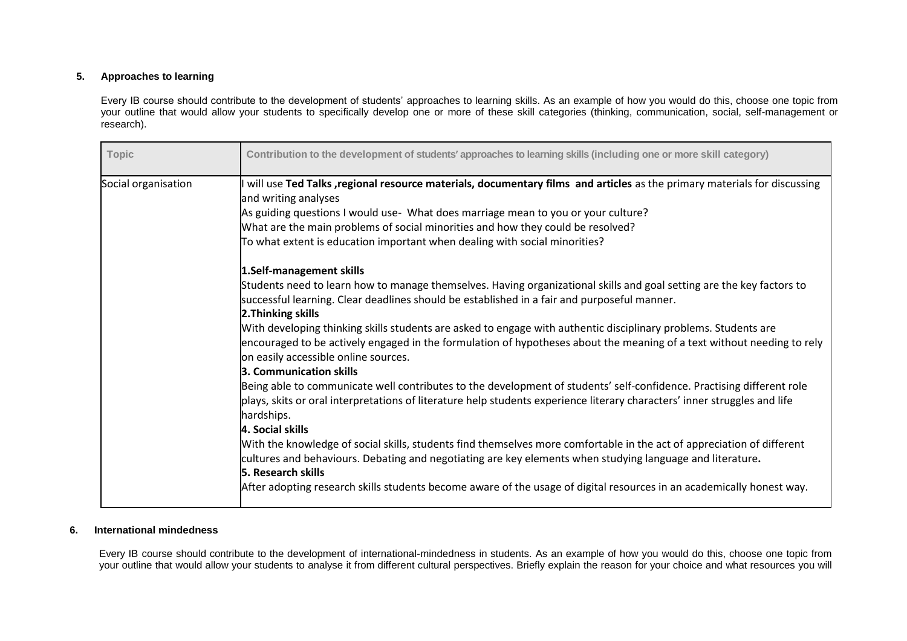### 5. Approaches to learning

Every IB course should contribute to the development of students' approaches to learning skills. As an example of how you would do this, choose one topic from your outline that would allow your students to specifically develop one or more of these skill categories (thinking, communication, social, self-management or research).

| Topic | Contribution to the development of students' approaches to learning skills (including one or more skill category) |
|---|---|
| Social organisation | I will use **Ted Talks ,regional resource materials, documentary films and articles** as the primary materials for discussing and writing analyses<br>As guiding questions I would use- What does marriage mean to you or your culture?<br>What are the main problems of social minorities and how they could be resolved?<br>To what extent is education important when dealing with social minorities?<br><br>**1.Self-management skills**<br>Students need to learn how to manage themselves. Having organizational skills and goal setting are the key factors to successful learning. Clear deadlines should be established in a fair and purposeful manner.<br>**2.Thinking skills**<br>With developing thinking skills students are asked to engage with authentic disciplinary problems. Students are encouraged to be actively engaged in the formulation of hypotheses about the meaning of a text without needing to rely on easily accessible online sources.<br>**3. Communication skills**<br>Being able to communicate well contributes to the development of students' self-confidence. Practising different role plays, skits or oral interpretations of literature help students experience literary characters' inner struggles and life hardships.<br>**4. Social skills**<br>With the knowledge of social skills, students find themselves more comfortable in the act of appreciation of different cultures and behaviours. Debating and negotiating are key elements when studying language and literature**.**<br>**5. Research skills**<br>After adopting research skills students become aware of the usage of digital resources in an academically honest way. |

### 6. International mindedness

Every IB course should contribute to the development of international-mindedness in students. As an example of how you would do this, choose one topic from your outline that would allow your students to analyse it from different cultural perspectives. Briefly explain the reason for your choice and what resources you will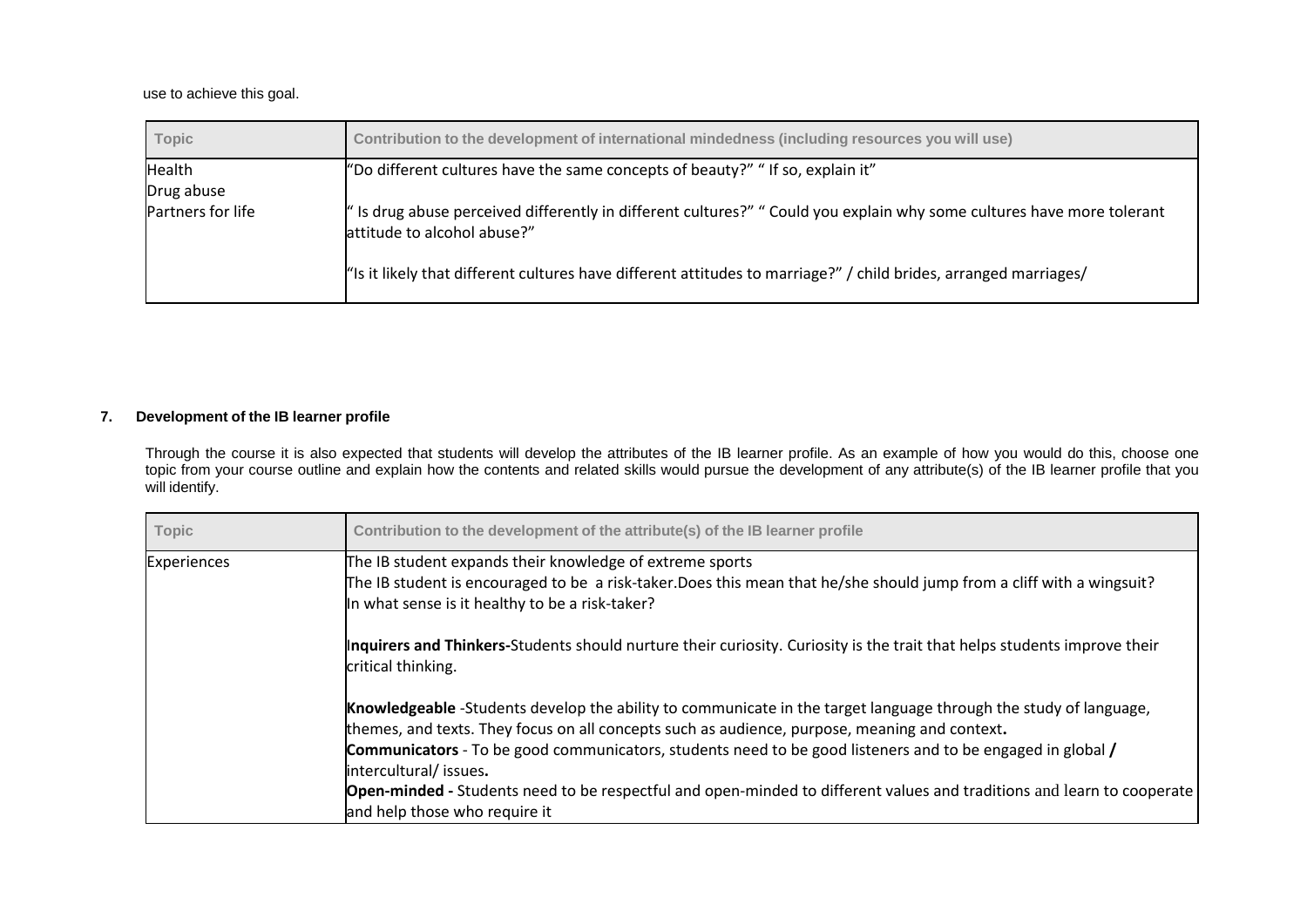use to achieve this goal.

| Topic | Contribution to the development of international mindedness (including resources you will use) |
|---|---|
| Health<br>Drug abuse<br>Partners for life | "Do different cultures have the same concepts of beauty?" " If so, explain it"<br><br>" Is drug abuse perceived differently in different cultures?" " Could you explain why some cultures have more tolerant attitude to alcohol abuse?"<br><br>"Is it likely that different cultures have different attitudes to marriage?" / child brides, arranged marriages/ |

**7. Development of the IB learner profile**

Through the course it is also expected that students will develop the attributes of the IB learner profile. As an example of how you would do this, choose one topic from your course outline and explain how the contents and related skills would pursue the development of any attribute(s) of the IB learner profile that you will identify.

| Topic | Contribution to the development of the attribute(s) of the IB learner profile |
|---|---|
| Experiences | The IB student expands their knowledge of extreme sports<br>The IB student is encouraged to be a risk-taker.Does this mean that he/she should jump from a cliff with a wingsuit?<br>In what sense is it healthy to be a risk-taker?<br><br>**Inquirers and Thinkers-**Students should nurture their curiosity. Curiosity is the trait that helps students improve their critical thinking.<br><br>**Knowledgeable** -Students develop the ability to communicate in the target language through the study of language, themes, and texts. They focus on all concepts such as audience, purpose, meaning and context**.**<br>**Communicators** - To be good communicators, students need to be good listeners and to be engaged in global **/** intercultural/ issues**.**<br>**Open-minded -** Students need to be respectful and open-minded to different values and traditions and learn to cooperate and help those who require it |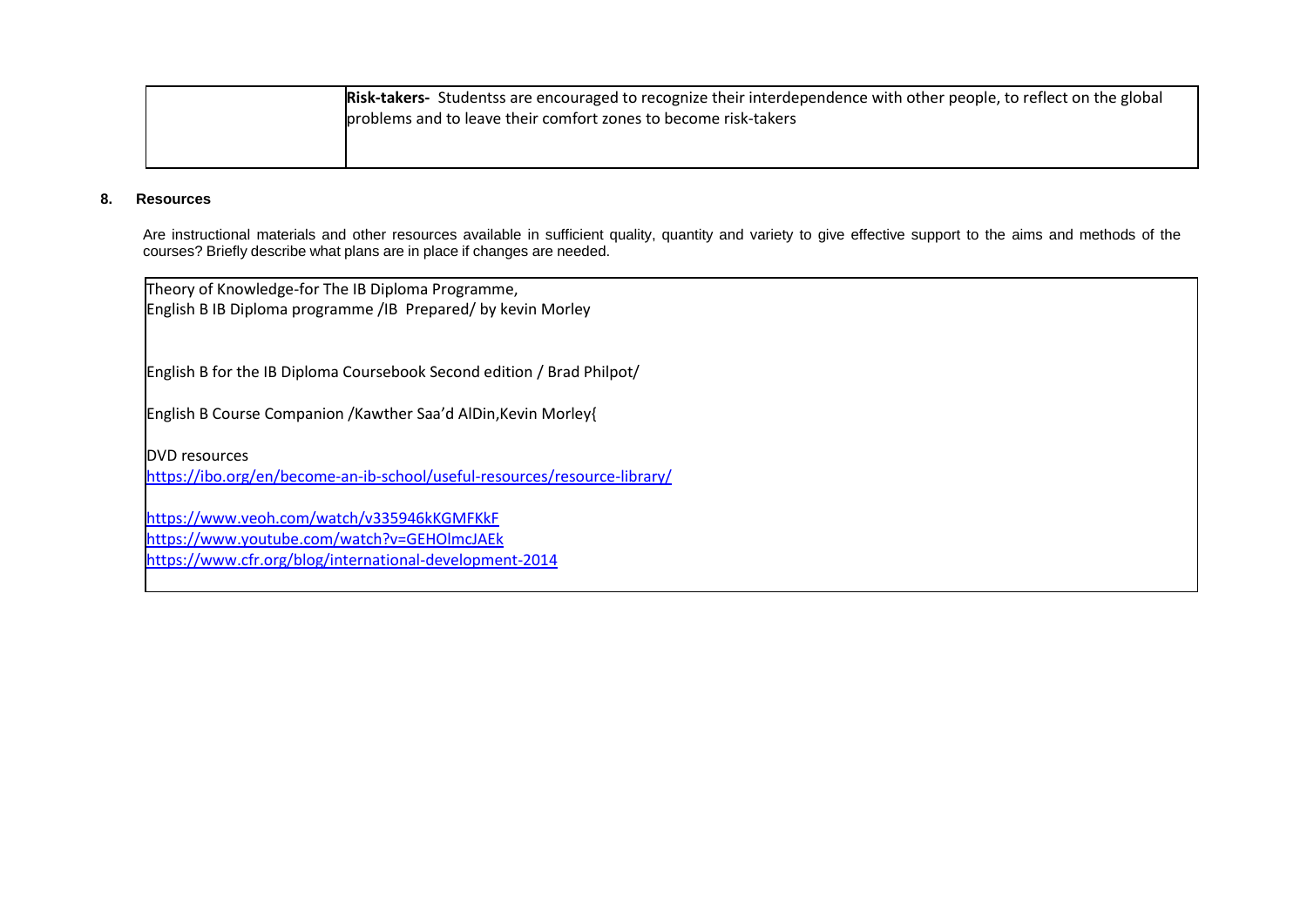| | |
|---|---|
| | **Risk-takers-** Studentss are encouraged to recognize their interdependence with other people, to reflect on the global problems and to leave their comfort zones to become risk-takers |

**8. Resources**

Are instructional materials and other resources available in sufficient quality, quantity and variety to give effective support to the aims and methods of the courses? Briefly describe what plans are in place if changes are needed.

| |
|---|
| Theory of Knowledge-for The IB Diploma Programme,<br>English B IB Diploma programme /IB Prepared/ by kevin Morley<br><br>English B for the IB Diploma Coursebook Second edition / Brad Philpot/<br><br>English B Course Companion /Kawther Saa'd AlDin,Kevin Morley{<br><br>DVD resources<br>https://ibo.org/en/become-an-ib-school/useful-resources/resource-library/<br><br>https://www.veoh.com/watch/v335946kKGMFKkF<br>https://www.youtube.com/watch?v=GEHOlmcJAEk<br>https://www.cfr.org/blog/international-development-2014 |